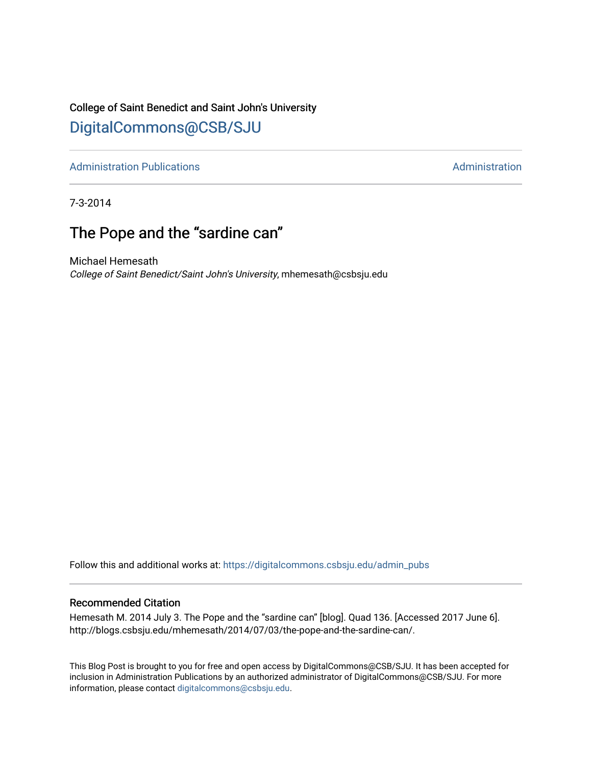College of Saint Benedict and Saint John's University

# DigitalCommons@CSB/SJU

Administration Publications | Administration

7-3-2014

## The Pope and the “sardine can”

Michael Hemesath
*College of Saint Benedict/Saint John's University*, mhemesath@csbsju.edu

Follow this and additional works at: https://digitalcommons.csbsju.edu/admin_pubs

### Recommended Citation

Hemesath M. 2014 July 3. The Pope and the “sardine can” [blog]. Quad 136. [Accessed 2017 June 6]. http://blogs.csbsju.edu/mhemesath/2014/07/03/the-pope-and-the-sardine-can/.

This Blog Post is brought to you for free and open access by DigitalCommons@CSB/SJU. It has been accepted for inclusion in Administration Publications by an authorized administrator of DigitalCommons@CSB/SJU. For more information, please contact digitalcommons@csbsju.edu.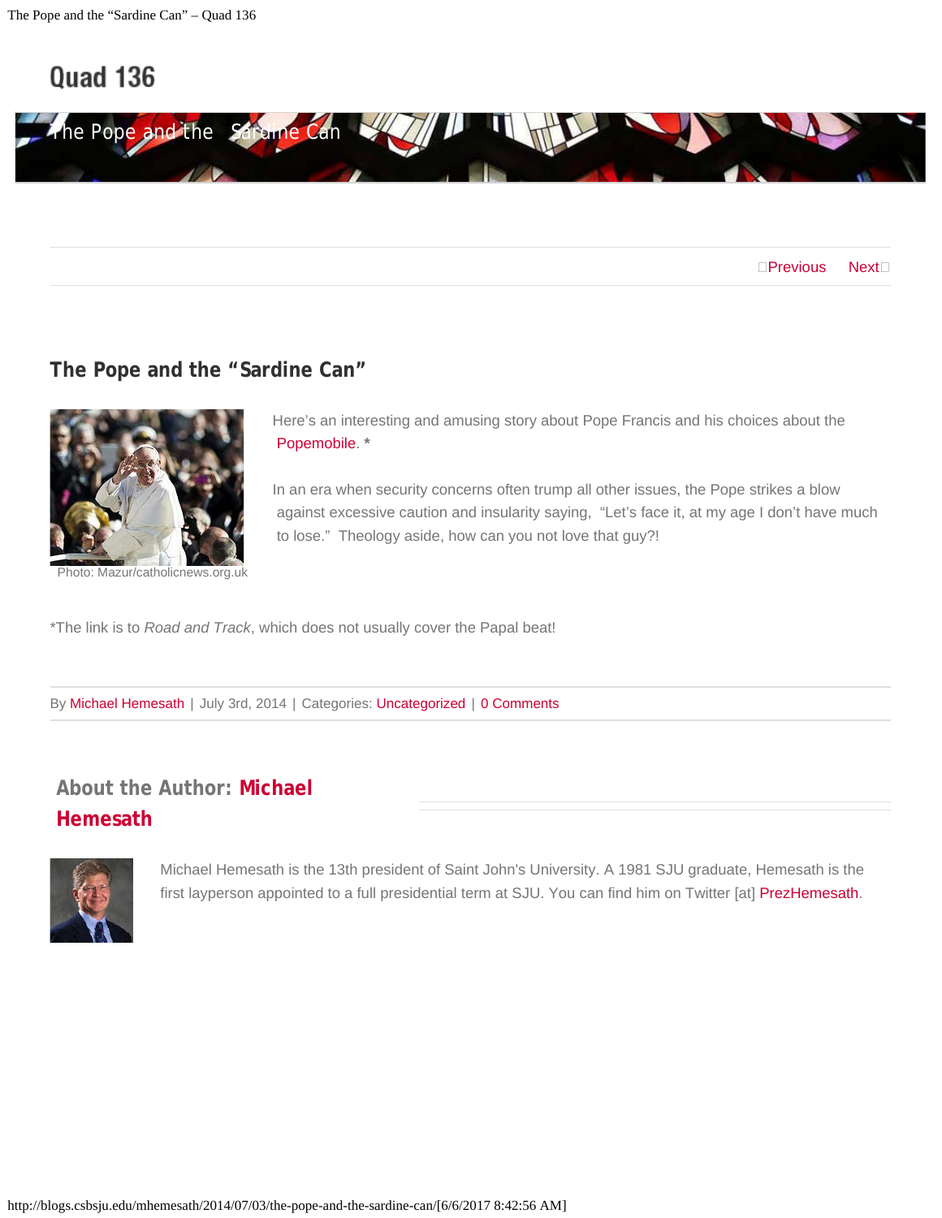# Quad 136

The Pope and the Sardine Can

Previous Next

## The Pope and the "Sardine Can"

Photo: Mazur/catholicnews.org.uk

Here's an interesting and amusing story about Pope Francis and his choices about the Popemobile. *

In an era when security concerns often trump all other issues, the Pope strikes a blow against excessive caution and insularity saying, "Let's face it, at my age I don't have much to lose." Theology aside, how can you not love that guy?!

*The link is to *Road and Track*, which does not usually cover the Papal beat!

By Michael Hemesath | July 3rd, 2014 | Categories: Uncategorized | 0 Comments

## About the Author: Michael Hemesath

Michael Hemesath is the 13th president of Saint John's University. A 1981 SJU graduate, Hemesath is the first layperson appointed to a full presidential term at SJU. You can find him on Twitter [at] PrezHemesath.